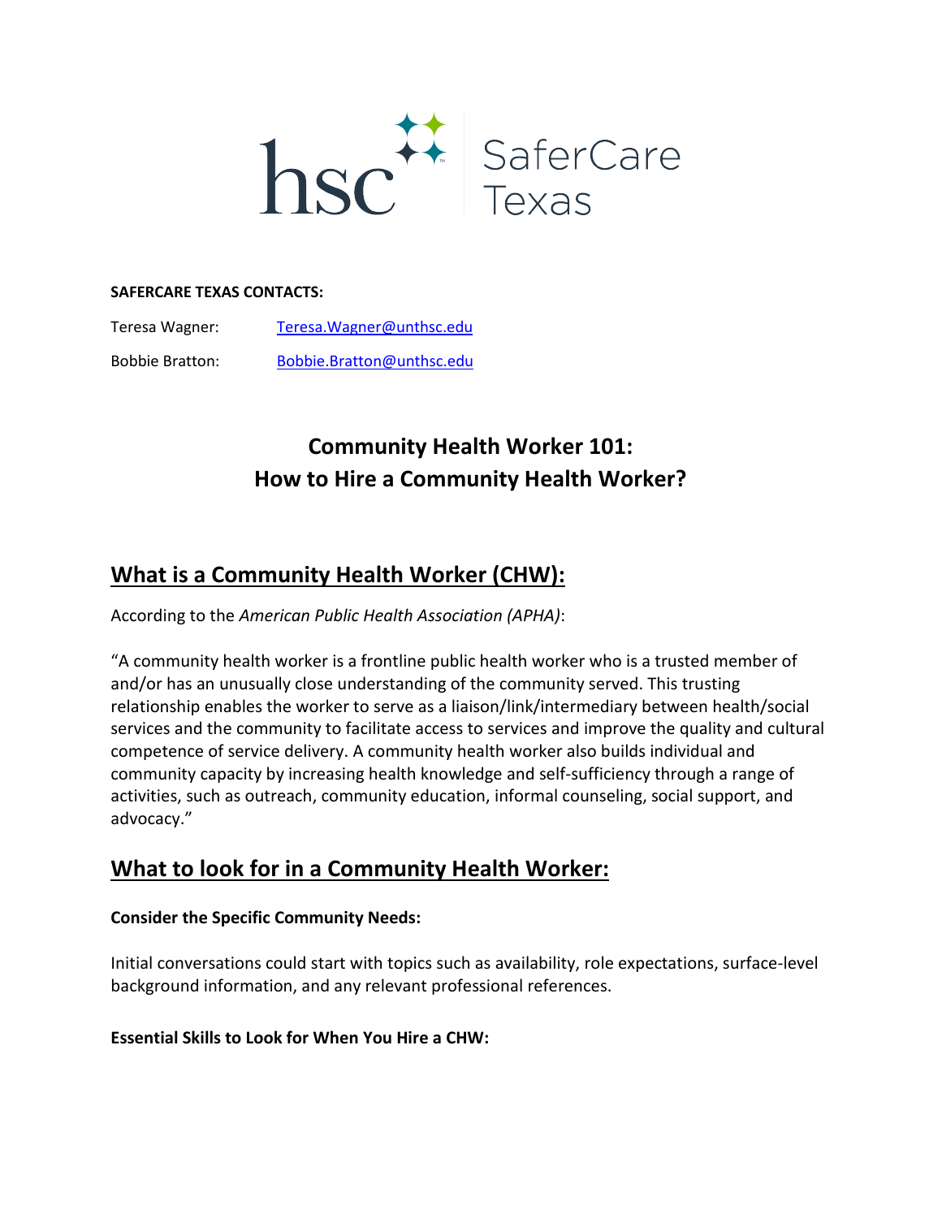**SAFERCARE TEXAS CONTACTS:**

Teresa Wagner: Teresa.Wagner@unthsc.edu

Bobbie Bratton: Bobbie.Bratton@unthsc.edu

# Community Health Worker 101: How to Hire a Community Health Worker?

## What is a Community Health Worker (CHW):

According to the *American Public Health Association (APHA)*:

"A community health worker is a frontline public health worker who is a trusted member of and/or has an unusually close understanding of the community served. This trusting relationship enables the worker to serve as a liaison/link/intermediary between health/social services and the community to facilitate access to services and improve the quality and cultural competence of service delivery. A community health worker also builds individual and community capacity by increasing health knowledge and self-sufficiency through a range of activities, such as outreach, community education, informal counseling, social support, and advocacy."

## What to look for in a Community Health Worker:

**Consider the Specific Community Needs:**

Initial conversations could start with topics such as availability, role expectations, surface-level background information, and any relevant professional references.

**Essential Skills to Look for When You Hire a CHW:**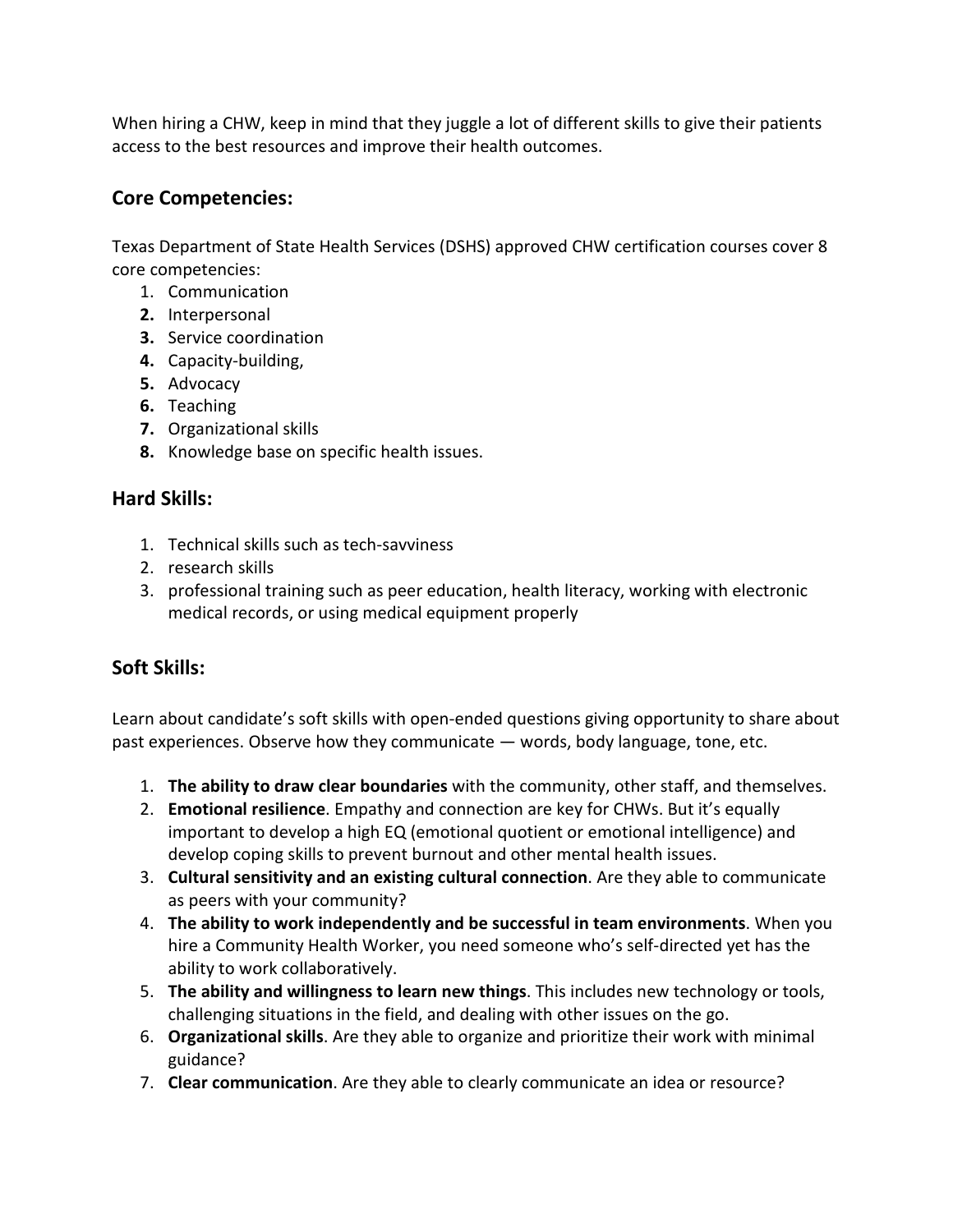When hiring a CHW, keep in mind that they juggle a lot of different skills to give their patients access to the best resources and improve their health outcomes.

## Core Competencies:

Texas Department of State Health Services (DSHS) approved CHW certification courses cover 8 core competencies:

1. Communication
2. Interpersonal
3. Service coordination
4. Capacity-building,
5. Advocacy
6. Teaching
7. Organizational skills
8. Knowledge base on specific health issues.

## Hard Skills:

1. Technical skills such as tech-savviness
2. research skills
3. professional training such as peer education, health literacy, working with electronic medical records, or using medical equipment properly

## Soft Skills:

Learn about candidate's soft skills with open-ended questions giving opportunity to share about past experiences. Observe how they communicate — words, body language, tone, etc.

1. **The ability to draw clear boundaries** with the community, other staff, and themselves.
2. **Emotional resilience**. Empathy and connection are key for CHWs. But it's equally important to develop a high EQ (emotional quotient or emotional intelligence) and develop coping skills to prevent burnout and other mental health issues.
3. **Cultural sensitivity and an existing cultural connection**. Are they able to communicate as peers with your community?
4. **The ability to work independently and be successful in team environments**. When you hire a Community Health Worker, you need someone who's self-directed yet has the ability to work collaboratively.
5. **The ability and willingness to learn new things**. This includes new technology or tools, challenging situations in the field, and dealing with other issues on the go.
6. **Organizational skills**. Are they able to organize and prioritize their work with minimal guidance?
7. **Clear communication**. Are they able to clearly communicate an idea or resource?